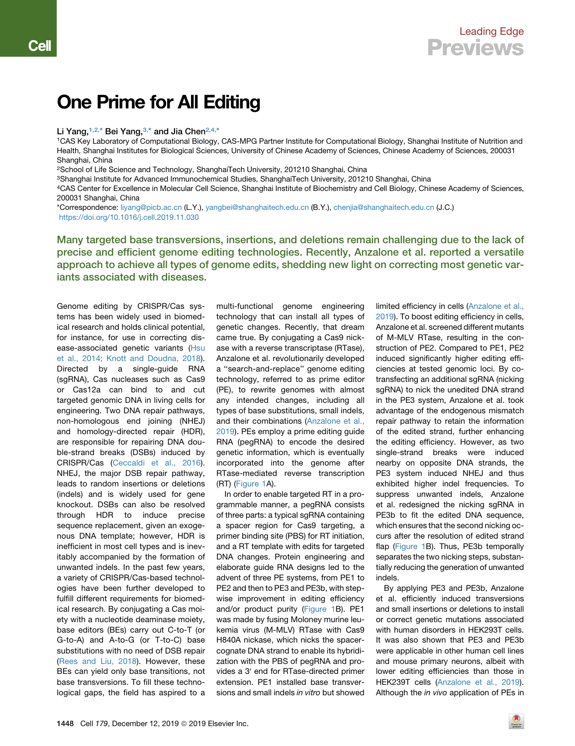# One Prime for All Editing

Li Yang,[1,2,*] Bei Yang,[3,*] and Jia Chen[2,4,*]

[1]CAS Key Laboratory of Computational Biology, CAS-MPG Partner Institute for Computational Biology, Shanghai Institute of Nutrition and Health, Shanghai Institutes for Biological Sciences, University of Chinese Academy of Sciences, Chinese Academy of Sciences, 200031 Shanghai, China

[2]School of Life Science and Technology, ShanghaiTech University, 201210 Shanghai, China

[3]Shanghai Institute for Advanced Immunochemical Studies, ShanghaiTech University, 201210 Shanghai, China

[4]CAS Center for Excellence in Molecular Cell Science, Shanghai Institute of Biochemistry and Cell Biology, Chinese Academy of Sciences, 200031 Shanghai, China

*Correspondence: liyang@picb.ac.cn (L.Y.), yangbei@shanghaitech.edu.cn (B.Y.), chenjia@shanghaitech.edu.cn (J.C.)

https://doi.org/10.1016/j.cell.2019.11.030

**Many targeted base transversions, insertions, and deletions remain challenging due to the lack of precise and efficient genome editing technologies. Recently, Anzalone et al. reported a versatile approach to achieve all types of genome edits, shedding new light on correcting most genetic variants associated with diseases.**

Genome editing by CRISPR/Cas systems has been widely used in biomedical research and holds clinical potential, for instance, for use in correcting disease-associated genetic variants (Hsu et al., 2014; Knott and Doudna, 2018). Directed by a single-guide RNA (sgRNA), Cas nucleases such as Cas9 or Cas12a can bind to and cut targeted genomic DNA in living cells for engineering. Two DNA repair pathways, non-homologous end joining (NHEJ) and homology-directed repair (HDR), are responsible for repairing DNA double-strand breaks (DSBs) induced by CRISPR/Cas (Ceccaldi et al., 2016). NHEJ, the major DSB repair pathway, leads to random insertions or deletions (indels) and is widely used for gene knockout. DSBs can also be resolved through HDR to induce precise sequence replacement, given an exogenous DNA template; however, HDR is inefficient in most cell types and is inevitably accompanied by the formation of unwanted indels. In the past few years, a variety of CRISPR/Cas-based technologies have been further developed to fulfill different requirements for biomedical research. By conjugating a Cas moiety with a nucleotide deaminase moiety, base editors (BEs) carry out C-to-T (or G-to-A) and A-to-G (or T-to-C) base substitutions with no need of DSB repair (Rees and Liu, 2018). However, these BEs can yield only base transitions, not base transversions. To fill these technological gaps, the field has aspired to a multi-functional genome engineering technology that can install all types of genetic changes. Recently, that dream came true. By conjugating a Cas9 nickase with a reverse transcriptase (RTase), Anzalone et al. revolutionarily developed a "search-and-replace" genome editing technology, referred to as prime editor (PE), to rewrite genomes with almost any intended changes, including all types of base substitutions, small indels, and their combinations (Anzalone et al., 2019). PEs employ a prime editing guide RNA (pegRNA) to encode the desired genetic information, which is eventually incorporated into the genome after RTase-mediated reverse transcription (RT) (Figure 1A).

In order to enable targeted RT in a programmable manner, a pegRNA consists of three parts: a typical sgRNA containing a spacer region for Cas9 targeting, a primer binding site (PBS) for RT initiation, and a RT template with edits for targeted DNA changes. Protein engineering and elaborate guide RNA designs led to the advent of three PE systems, from PE1 to PE2 and then to PE3 and PE3b, with stepwise improvement in editing efficiency and/or product purity (Figure 1B). PE1 was made by fusing Moloney murine leukemia virus (M-MLV) RTase with Cas9 H840A nickase, which nicks the spacer-cognate DNA strand to enable its hybridization with the PBS of pegRNA and provides a 3′ end for RTase-directed primer extension. PE1 installed base transversions and small indels *in vitro* but showed limited efficiency in cells (Anzalone et al., 2019). To boost editing efficiency in cells, Anzalone et al. screened different mutants of M-MLV RTase, resulting in the construction of PE2. Compared to PE1, PE2 induced significantly higher editing efficiencies at tested genomic loci. By co-transfecting an additional sgRNA (nicking sgRNA) to nick the unedited DNA strand in the PE3 system, Anzalone et al. took advantage of the endogenous mismatch repair pathway to retain the information of the edited strand, further enhancing the editing efficiency. However, as two single-strand breaks were induced nearby on opposite DNA strands, the PE3 system induced NHEJ and thus exhibited higher indel frequencies. To suppress unwanted indels, Anzalone et al. redesigned the nicking sgRNA in PE3b to fit the edited DNA sequence, which ensures that the second nicking occurs after the resolution of edited strand flap (Figure 1B). Thus, PE3b temporally separates the two nicking steps, substantially reducing the generation of unwanted indels.

By applying PE3 and PE3b, Anzalone et al. efficiently induced transversions and small insertions or deletions to install or correct genetic mutations associated with human disorders in HEK293T cells. It was also shown that PE3 and PE3b were applicable in other human cell lines and mouse primary neurons, albeit with lower editing efficiencies than those in HEK239T cells (Anzalone et al., 2019). Although the *in vivo* application of PEs in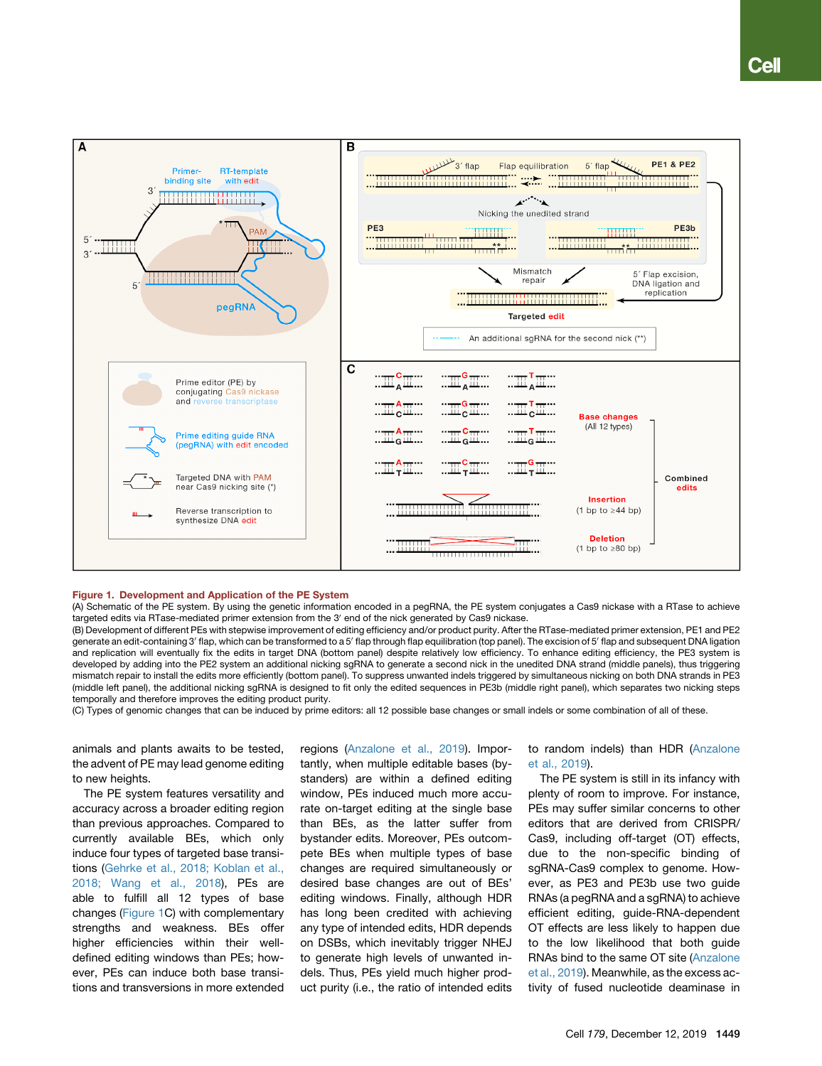**Figure 1. Development and Application of the PE System**

(A) Schematic of the PE system. By using the genetic information encoded in a pegRNA, the PE system conjugates a Cas9 nickase with a RTase to achieve targeted edits via RTase-mediated primer extension from the 3′ end of the nick generated by Cas9 nickase.

(B) Development of different PEs with stepwise improvement of editing efficiency and/or product purity. After the RTase-mediated primer extension, PE1 and PE2 generate an edit-containing 3′ flap, which can be transformed to a 5′ flap through flap equilibration (top panel). The excision of 5′ flap and subsequent DNA ligation and replication will eventually fix the edits in target DNA (bottom panel) despite relatively low efficiency. To enhance editing efficiency, the PE3 system is developed by adding into the PE2 system an additional nicking sgRNA to generate a second nick in the unedited DNA strand (middle panels), thus triggering mismatch repair to install the edits more efficiently (bottom panel). To suppress unwanted indels triggered by simultaneous nicking on both DNA strands in PE3 (middle left panel), the additional nicking sgRNA is designed to fit only the edited sequences in PE3b (middle right panel), which separates two nicking steps temporally and therefore improves the editing product purity.

(C) Types of genomic changes that can be induced by prime editors: all 12 possible base changes or small indels or some combination of all of these.

animals and plants awaits to be tested, the advent of PE may lead genome editing to new heights.

The PE system features versatility and accuracy across a broader editing region than previous approaches. Compared to currently available BEs, which only induce four types of targeted base transitions (Gehrke et al., 2018; Koblan et al., 2018; Wang et al., 2018), PEs are able to fulfill all 12 types of base changes (Figure 1C) with complementary strengths and weakness. BEs offer higher efficiencies within their well-defined editing windows than PEs; however, PEs can induce both base transitions and transversions in more extended regions (Anzalone et al., 2019). Importantly, when multiple editable bases (bystanders) are within a defined editing window, PEs induced much more accurate on-target editing at the single base than BEs, as the latter suffer from bystander edits. Moreover, PEs outcompete BEs when multiple types of base changes are required simultaneously or desired base changes are out of BEs' editing windows. Finally, although HDR has long been credited with achieving any type of intended edits, HDR depends on DSBs, which inevitably trigger NHEJ to generate high levels of unwanted indels. Thus, PEs yield much higher product purity (i.e., the ratio of intended edits to random indels) than HDR (Anzalone et al., 2019).

The PE system is still in its infancy with plenty of room to improve. For instance, PEs may suffer similar concerns to other editors that are derived from CRISPR/Cas9, including off-target (OT) effects, due to the non-specific binding of sgRNA-Cas9 complex to genome. However, as PE3 and PE3b use two guide RNAs (a pegRNA and a sgRNA) to achieve efficient editing, guide-RNA-dependent OT effects are less likely to happen due to the low likelihood that both guide RNAs bind to the same OT site (Anzalone et al., 2019). Meanwhile, as the excess activity of fused nucleotide deaminase in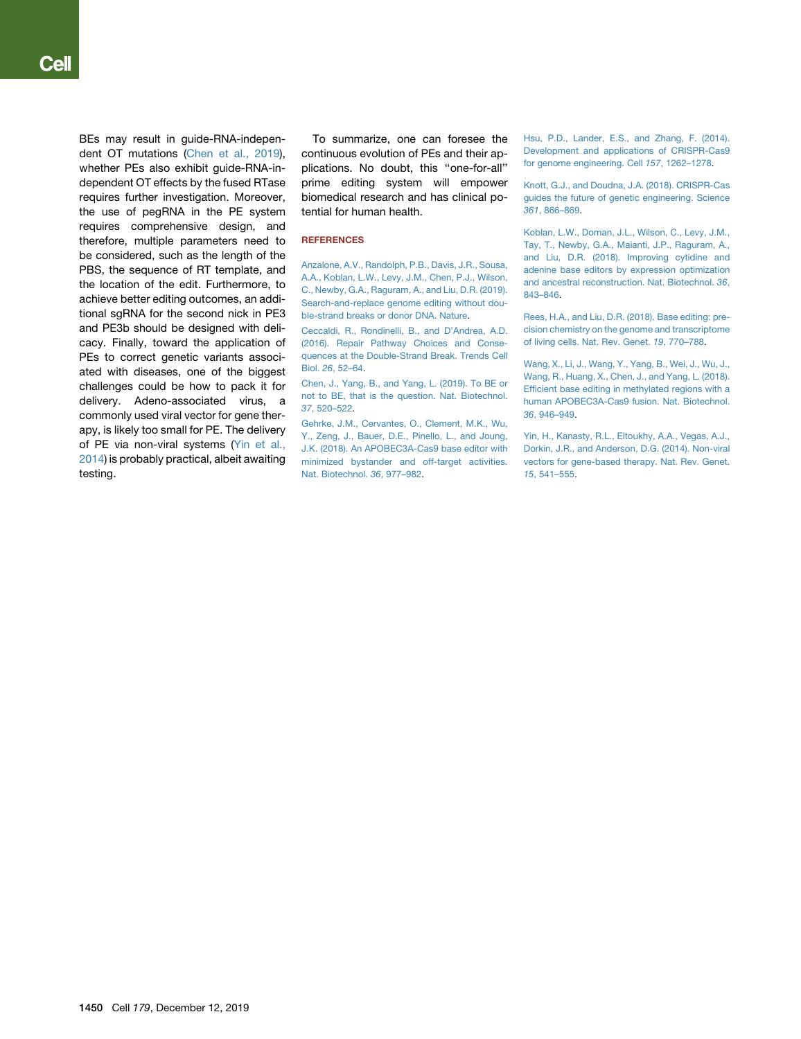BEs may result in guide-RNA-independent OT mutations (Chen et al., 2019), whether PEs also exhibit guide-RNA-independent OT effects by the fused RTase requires further investigation. Moreover, the use of pegRNA in the PE system requires comprehensive design, and therefore, multiple parameters need to be considered, such as the length of the PBS, the sequence of RT template, and the location of the edit. Furthermore, to achieve better editing outcomes, an additional sgRNA for the second nick in PE3 and PE3b should be designed with delicacy. Finally, toward the application of PEs to correct genetic variants associated with diseases, one of the biggest challenges could be how to pack it for delivery. Adeno-associated virus, a commonly used viral vector for gene therapy, is likely too small for PE. The delivery of PE via non-viral systems (Yin et al., 2014) is probably practical, albeit awaiting testing.

To summarize, one can foresee the continuous evolution of PEs and their applications. No doubt, this "one-for-all" prime editing system will empower biomedical research and has clinical potential for human health.

## REFERENCES

Anzalone, A.V., Randolph, P.B., Davis, J.R., Sousa, A.A., Koblan, L.W., Levy, J.M., Chen, P.J., Wilson, C., Newby, G.A., Raguram, A., and Liu, D.R. (2019). Search-and-replace genome editing without double-strand breaks or donor DNA. Nature.

Ceccaldi, R., Rondinelli, B., and D'Andrea, A.D. (2016). Repair Pathway Choices and Consequences at the Double-Strand Break. Trends Cell Biol. *26*, 52–64.

Chen, J., Yang, B., and Yang, L. (2019). To BE or not to BE, that is the question. Nat. Biotechnol. *37*, 520–522.

Gehrke, J.M., Cervantes, O., Clement, M.K., Wu, Y., Zeng, J., Bauer, D.E., Pinello, L., and Joung, J.K. (2018). An APOBEC3A-Cas9 base editor with minimized bystander and off-target activities. Nat. Biotechnol. *36*, 977–982.

Hsu, P.D., Lander, E.S., and Zhang, F. (2014). Development and applications of CRISPR-Cas9 for genome engineering. Cell *157*, 1262–1278.

Knott, G.J., and Doudna, J.A. (2018). CRISPR-Cas guides the future of genetic engineering. Science *361*, 866–869.

Koblan, L.W., Doman, J.L., Wilson, C., Levy, J.M., Tay, T., Newby, G.A., Maianti, J.P., Raguram, A., and Liu, D.R. (2018). Improving cytidine and adenine base editors by expression optimization and ancestral reconstruction. Nat. Biotechnol. *36*, 843–846.

Rees, H.A., and Liu, D.R. (2018). Base editing: precision chemistry on the genome and transcriptome of living cells. Nat. Rev. Genet. *19*, 770–788.

Wang, X., Li, J., Wang, Y., Yang, B., Wei, J., Wu, J., Wang, R., Huang, X., Chen, J., and Yang, L. (2018). Efficient base editing in methylated regions with a human APOBEC3A-Cas9 fusion. Nat. Biotechnol. *36*, 946–949.

Yin, H., Kanasty, R.L., Eltoukhy, A.A., Vegas, A.J., Dorkin, J.R., and Anderson, D.G. (2014). Non-viral vectors for gene-based therapy. Nat. Rev. Genet. *15*, 541–555.